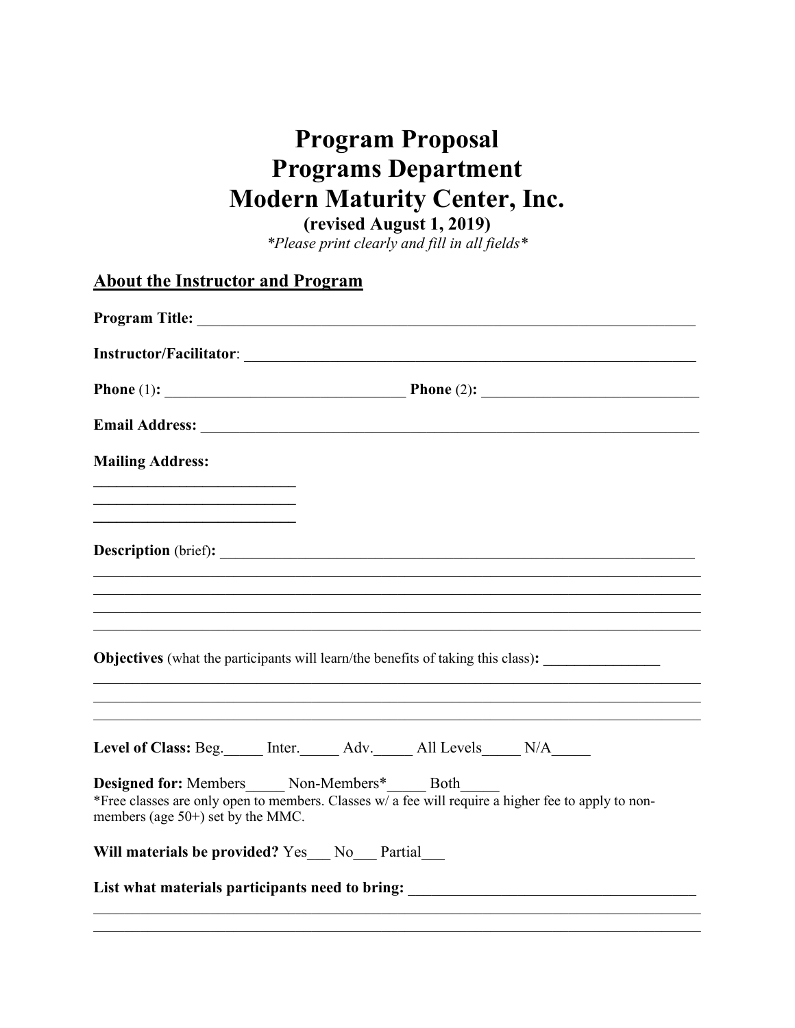# Program Proposal
# Programs Department
# Modern Maturity Center, Inc.

**(revised August 1, 2019)**

*\*Please print clearly and fill in all fields\**

## About the Instructor and Program

**Program Title:** ____________________________________________________________________

**Instructor/Facilitator**: ______________________________________________________________

**Phone** (1)**:** ________________________________ **Phone** (2)**:** ____________________________

**Email Address:** ____________________________________________________________________

**Mailing Address:**

__________________________
__________________________
__________________________

**Description** (brief)**:** ____________________________________________________________
____________________________________________________________________________
____________________________________________________________________________
____________________________________________________________________________
____________________________________________________________________________

**Objectives** (what the participants will learn/the benefits of taking this class)**:** _______________
____________________________________________________________________________
____________________________________________________________________________
____________________________________________________________________________

**Level of Class:** Beg._____ Inter._____ Adv._____ All Levels_____ N/A_____

**Designed for:** Members_____ Non-Members*_____ Both_____

*Free classes are only open to members. Classes w/ a fee will require a higher fee to apply to non-members (age 50+) set by the MMC.

**Will materials be provided?** Yes___ No___ Partial___

**List what materials participants need to bring:** ______________________________________
____________________________________________________________________________
____________________________________________________________________________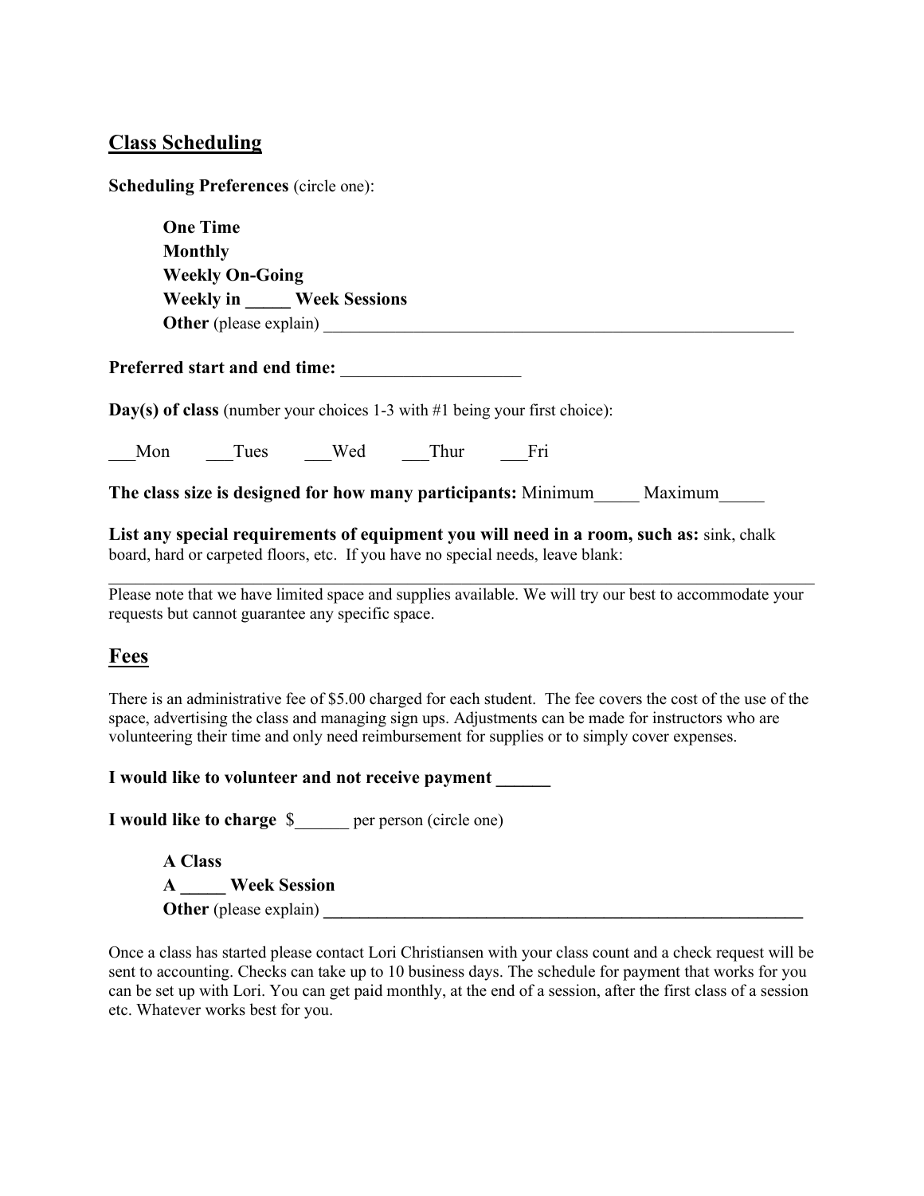## Class Scheduling

**Scheduling Preferences** (circle one):

**One Time**
**Monthly**
**Weekly On-Going**
**Weekly in _____ Week Sessions**
**Other** (please explain) ___________________________________________________________

**Preferred start and end time:** ____________________

**Day(s) of class** (number your choices 1-3 with #1 being your first choice):

___Mon ___Tues ___Wed ___Thur ___Fri

**The class size is designed for how many participants:** Minimum_____ Maximum_____

**List any special requirements of equipment you will need in a room, such as:** sink, chalk board, hard or carpeted floors, etc. If you have no special needs, leave blank:

_____________________________________________________________________________________

Please note that we have limited space and supplies available. We will try our best to accommodate your requests but cannot guarantee any specific space.

## Fees

There is an administrative fee of $5.00 charged for each student. The fee covers the cost of the use of the space, advertising the class and managing sign ups. Adjustments can be made for instructors who are volunteering their time and only need reimbursement for supplies or to simply cover expenses.

**I would like to volunteer and not receive payment ______**

**I would like to charge** $______ per person (circle one)

**A Class**
**A _____ Week Session**
**Other** (please explain) **___________________________________________________________**

Once a class has started please contact Lori Christiansen with your class count and a check request will be sent to accounting. Checks can take up to 10 business days. The schedule for payment that works for you can be set up with Lori. You can get paid monthly, at the end of a session, after the first class of a session etc. Whatever works best for you.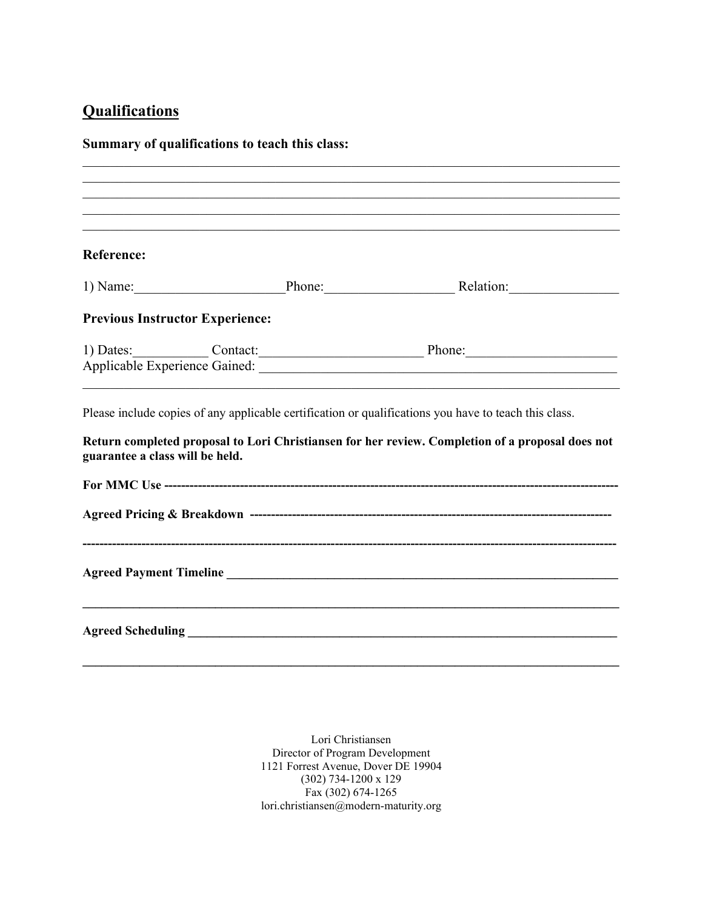## Qualifications

**Summary of qualifications to teach this class:**

\_\_\_\_\_\_\_\_\_\_\_\_\_\_\_\_\_\_\_\_\_\_\_\_\_\_\_\_\_\_\_\_\_\_\_\_\_\_\_\_\_\_\_\_\_\_\_\_\_\_\_\_\_\_\_\_\_\_\_\_\_\_\_\_\_\_\_\_\_\_\_\_\_\_\_\_\_\_

\_\_\_\_\_\_\_\_\_\_\_\_\_\_\_\_\_\_\_\_\_\_\_\_\_\_\_\_\_\_\_\_\_\_\_\_\_\_\_\_\_\_\_\_\_\_\_\_\_\_\_\_\_\_\_\_\_\_\_\_\_\_\_\_\_\_\_\_\_\_\_\_\_\_\_\_\_\_

\_\_\_\_\_\_\_\_\_\_\_\_\_\_\_\_\_\_\_\_\_\_\_\_\_\_\_\_\_\_\_\_\_\_\_\_\_\_\_\_\_\_\_\_\_\_\_\_\_\_\_\_\_\_\_\_\_\_\_\_\_\_\_\_\_\_\_\_\_\_\_\_\_\_\_\_\_\_

\_\_\_\_\_\_\_\_\_\_\_\_\_\_\_\_\_\_\_\_\_\_\_\_\_\_\_\_\_\_\_\_\_\_\_\_\_\_\_\_\_\_\_\_\_\_\_\_\_\_\_\_\_\_\_\_\_\_\_\_\_\_\_\_\_\_\_\_\_\_\_\_\_\_\_\_\_\_

\_\_\_\_\_\_\_\_\_\_\_\_\_\_\_\_\_\_\_\_\_\_\_\_\_\_\_\_\_\_\_\_\_\_\_\_\_\_\_\_\_\_\_\_\_\_\_\_\_\_\_\_\_\_\_\_\_\_\_\_\_\_\_\_\_\_\_\_\_\_\_\_\_\_\_\_\_\_

**Reference:**

1) Name:\_\_\_\_\_\_\_\_\_\_\_\_\_\_\_\_\_\_\_\_\_\_Phone:\_\_\_\_\_\_\_\_\_\_\_\_\_\_\_\_\_\_\_ Relation:\_\_\_\_\_\_\_\_\_\_\_\_\_\_\_\_

**Previous Instructor Experience:**

1) Dates:\_\_\_\_\_\_\_\_\_\_\_ Contact:\_\_\_\_\_\_\_\_\_\_\_\_\_\_\_\_\_\_\_\_\_\_\_\_ Phone:\_\_\_\_\_\_\_\_\_\_\_\_\_\_\_\_\_\_\_\_\_\_
Applicable Experience Gained: \_\_\_\_\_\_\_\_\_\_\_\_\_\_\_\_\_\_\_\_\_\_\_\_\_\_\_\_\_\_\_\_\_\_\_\_\_\_\_\_\_\_\_\_\_\_\_\_\_\_\_\_\_

\_\_\_\_\_\_\_\_\_\_\_\_\_\_\_\_\_\_\_\_\_\_\_\_\_\_\_\_\_\_\_\_\_\_\_\_\_\_\_\_\_\_\_\_\_\_\_\_\_\_\_\_\_\_\_\_\_\_\_\_\_\_\_\_\_\_\_\_\_\_\_\_\_\_\_\_\_\_

Please include copies of any applicable certification or qualifications you have to teach this class.

**Return completed proposal to Lori Christiansen for her review. Completion of a proposal does not guarantee a class will be held.**

**For MMC Use ------------------------------------------------------------------------------------------------------------**

**Agreed Pricing & Breakdown -----------------------------------------------------------------------------------**

**-----------------------------------------------------------------------------------------------------------------------------**

**Agreed Payment Timeline \_\_\_\_\_\_\_\_\_\_\_\_\_\_\_\_\_\_\_\_\_\_\_\_\_\_\_\_\_\_\_\_\_\_\_\_\_\_\_\_\_\_\_\_\_\_\_\_\_\_\_\_\_\_\_\_\_\_\_\_\_**

**\_\_\_\_\_\_\_\_\_\_\_\_\_\_\_\_\_\_\_\_\_\_\_\_\_\_\_\_\_\_\_\_\_\_\_\_\_\_\_\_\_\_\_\_\_\_\_\_\_\_\_\_\_\_\_\_\_\_\_\_\_\_\_\_\_\_\_\_\_\_\_\_\_\_\_\_\_\_**

**Agreed Scheduling \_\_\_\_\_\_\_\_\_\_\_\_\_\_\_\_\_\_\_\_\_\_\_\_\_\_\_\_\_\_\_\_\_\_\_\_\_\_\_\_\_\_\_\_\_\_\_\_\_\_\_\_\_\_\_\_\_\_\_\_\_\_\_\_\_\_**

**\_\_\_\_\_\_\_\_\_\_\_\_\_\_\_\_\_\_\_\_\_\_\_\_\_\_\_\_\_\_\_\_\_\_\_\_\_\_\_\_\_\_\_\_\_\_\_\_\_\_\_\_\_\_\_\_\_\_\_\_\_\_\_\_\_\_\_\_\_\_\_\_\_\_\_\_\_\_**

Lori Christiansen
Director of Program Development
1121 Forrest Avenue, Dover DE 19904
(302) 734-1200 x 129
Fax (302) 674-1265
lori.christiansen@modern-maturity.org